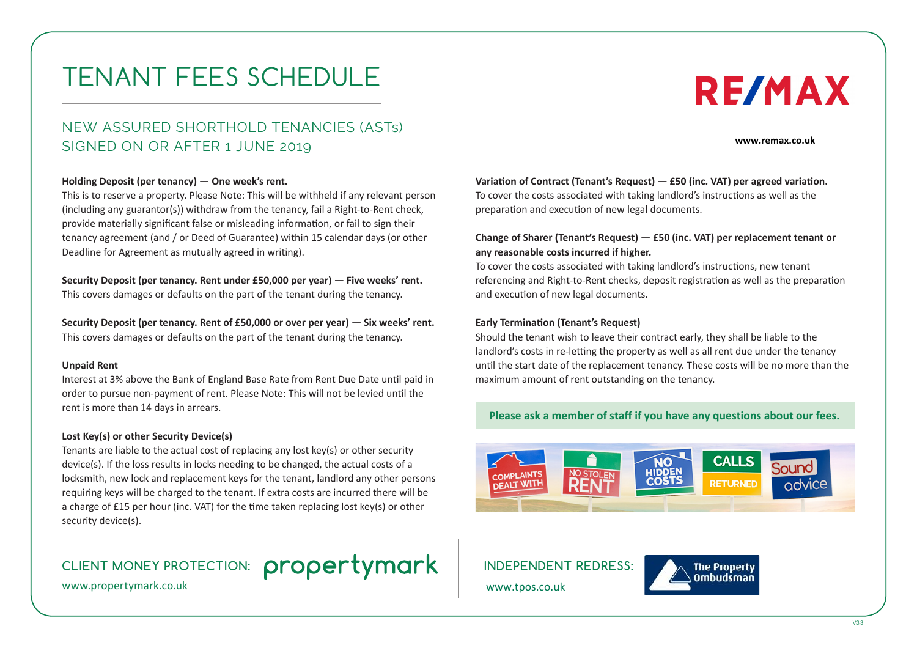# TENANT FEES SCHEDULE

RE/MAX

www.remax.co.uk

## NEW ASSURED SHORTHOLD TENANCIES (ASTs) SIGNED ON OR AFTER 1 JUNE 2019

**Holding Deposit (per tenancy) — One week's rent.**
This is to reserve a property. Please Note: This will be withheld if any relevant person (including any guarantor(s)) withdraw from the tenancy, fail a Right-to-Rent check, provide materially significant false or misleading information, or fail to sign their tenancy agreement (and / or Deed of Guarantee) within 15 calendar days (or other Deadline for Agreement as mutually agreed in writing).

**Security Deposit (per tenancy. Rent under £50,000 per year) — Five weeks' rent.**
This covers damages or defaults on the part of the tenant during the tenancy.

**Security Deposit (per tenancy. Rent of £50,000 or over per year) — Six weeks' rent.**
This covers damages or defaults on the part of the tenant during the tenancy.

**Unpaid Rent**
Interest at 3% above the Bank of England Base Rate from Rent Due Date until paid in order to pursue non-payment of rent. Please Note: This will not be levied until the rent is more than 14 days in arrears.

**Lost Key(s) or other Security Device(s)**
Tenants are liable to the actual cost of replacing any lost key(s) or other security device(s). If the loss results in locks needing to be changed, the actual costs of a locksmith, new lock and replacement keys for the tenant, landlord any other persons requiring keys will be charged to the tenant. If extra costs are incurred there will be a charge of £15 per hour (inc. VAT) for the time taken replacing lost key(s) or other security device(s).

**Variation of Contract (Tenant's Request) — £50 (inc. VAT) per agreed variation.**
To cover the costs associated with taking landlord's instructions as well as the preparation and execution of new legal documents.

**Change of Sharer (Tenant's Request) — £50 (inc. VAT) per replacement tenant or any reasonable costs incurred if higher.**
To cover the costs associated with taking landlord's instructions, new tenant referencing and Right-to-Rent checks, deposit registration as well as the preparation and execution of new legal documents.

**Early Termination (Tenant's Request)**
Should the tenant wish to leave their contract early, they shall be liable to the landlord's costs in re-letting the property as well as all rent due under the tenancy until the start date of the replacement tenancy. These costs will be no more than the maximum amount of rent outstanding on the tenancy.

**Please ask a member of staff if you have any questions about our fees.**

COMPLAINTS DEALT WITH | NO STOLEN RENT | NO HIDDEN COSTS | CALLS RETURNED | Sound advice

CLIENT MONEY PROTECTION: propertymark
www.propertymark.co.uk

INDEPENDENT REDRESS: The Property Ombudsman
www.tpos.co.uk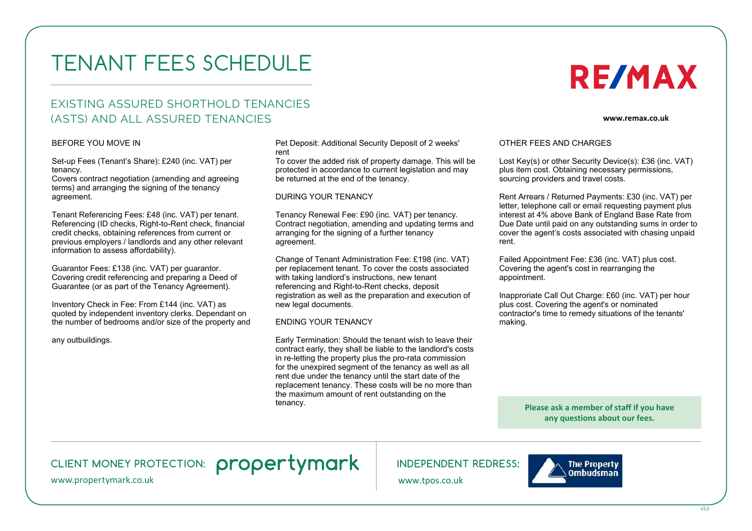# TENANT FEES SCHEDULE

RE/MAX

www.remax.co.uk

## EXISTING ASSURED SHORTHOLD TENANCIES (ASTS) AND ALL ASSURED TENANCIES

### BEFORE YOU MOVE IN

Set-up Fees (Tenant's Share): £240 (inc. VAT) per tenancy.
Covers contract negotiation (amending and agreeing terms) and arranging the signing of the tenancy agreement.

Tenant Referencing Fees: £48 (inc. VAT) per tenant. Referencing (ID checks, Right-to-Rent check, financial credit checks, obtaining references from current or previous employers / landlords and any other relevant information to assess affordability).

Guarantor Fees: £138 (inc. VAT) per guarantor. Covering credit referencing and preparing a Deed of Guarantee (or as part of the Tenancy Agreement).

Inventory Check in Fee: From £144 (inc. VAT) as quoted by independent inventory clerks. Dependant on the number of bedrooms and/or size of the property and any outbuildings.

Pet Deposit: Additional Security Deposit of 2 weeks' rent
To cover the added risk of property damage. This will be protected in accordance to current legislation and may be returned at the end of the tenancy.

### DURING YOUR TENANCY

Tenancy Renewal Fee: £90 (inc. VAT) per tenancy. Contract negotiation, amending and updating terms and arranging for the signing of a further tenancy agreement.

Change of Tenant Administration Fee: £198 (inc. VAT) per replacement tenant. To cover the costs associated with taking landlord's instructions, new tenant referencing and Right-to-Rent checks, deposit registration as well as the preparation and execution of new legal documents.

### ENDING YOUR TENANCY

Early Termination: Should the tenant wish to leave their contract early, they shall be liable to the landlord's costs in re-letting the property plus the pro-rata commission for the unexpired segment of the tenancy as well as all rent due under the tenancy until the start date of the replacement tenancy. These costs will be no more than the maximum amount of rent outstanding on the tenancy.

### OTHER FEES AND CHARGES

Lost Key(s) or other Security Device(s): £36 (inc. VAT) plus item cost. Obtaining necessary permissions, sourcing providers and travel costs.

Rent Arrears / Returned Payments: £30 (inc. VAT) per letter, telephone call or email requesting payment plus interest at 4% above Bank of England Base Rate from Due Date until paid on any outstanding sums in order to cover the agent's costs associated with chasing unpaid rent.

Failed Appointment Fee: £36 (inc. VAT) plus cost. Covering the agent's cost in rearranging the appointment.

Inappropriate Call Out Charge: £60 (inc. VAT) per hour plus cost. Covering the agent's or nominated contractor's time to remedy situations of the tenants' making.

**Please ask a member of staff if you have any questions about our fees.**

CLIENT MONEY PROTECTION: propertymark
www.propertymark.co.uk

INDEPENDENT REDRESS: The Property Ombudsman
www.tpos.co.uk

V3.3